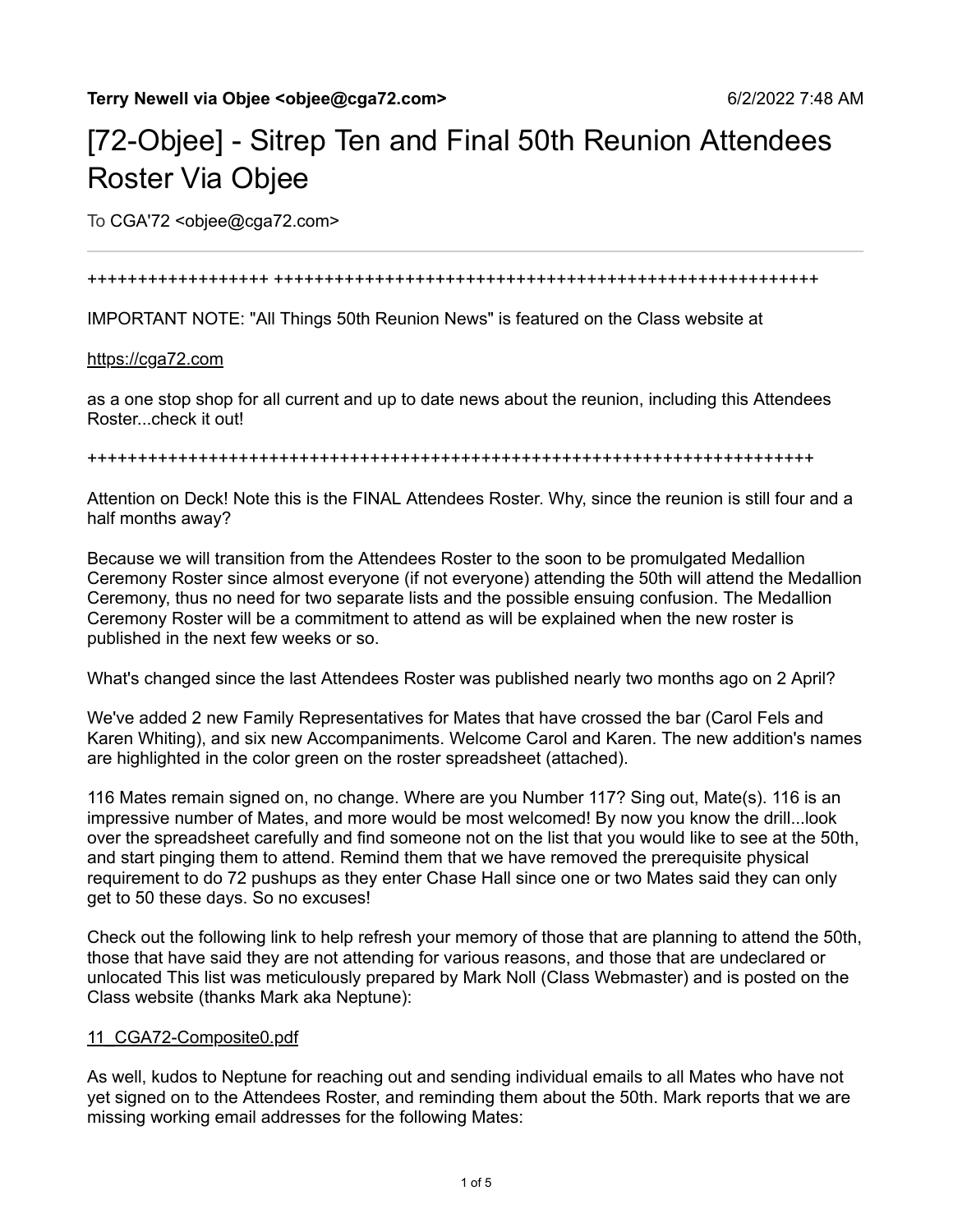**Terry Newell via Objee <objee@cga72.com>** 6/2/2022 7:48 AM

# [72-Objee] - Sitrep Ten and Final 50th Reunion Attendees Roster Via Objee

To CGA'72 <objee@cga72.com>

++++++++++++++++++ ++++++++++++++++++++++++++++++++++++++++++++++++++++++++++

IMPORTANT NOTE: "All Things 50th Reunion News" is featured on the Class website at

https://cga72.com

as a one stop shop for all current and up to date news about the reunion, including this Attendees Roster...check it out!

++++++++++++++++++++++++++++++++++++++++++++++++++++++++++++++++++++++++++++++++++++

Attention on Deck! Note this is the FINAL Attendees Roster. Why, since the reunion is still four and a half months away?

Because we will transition from the Attendees Roster to the soon to be promulgated Medallion Ceremony Roster since almost everyone (if not everyone) attending the 50th will attend the Medallion Ceremony, thus no need for two separate lists and the possible ensuing confusion. The Medallion Ceremony Roster will be a commitment to attend as will be explained when the new roster is published in the next few weeks or so.

What's changed since the last Attendees Roster was published nearly two months ago on 2 April?

We've added 2 new Family Representatives for Mates that have crossed the bar (Carol Fels and Karen Whiting), and six new Accompaniments. Welcome Carol and Karen. The new addition's names are highlighted in the color green on the roster spreadsheet (attached).

116 Mates remain signed on, no change. Where are you Number 117? Sing out, Mate(s). 116 is an impressive number of Mates, and more would be most welcomed! By now you know the drill...look over the spreadsheet carefully and find someone not on the list that you would like to see at the 50th, and start pinging them to attend. Remind them that we have removed the prerequisite physical requirement to do 72 pushups as they enter Chase Hall since one or two Mates said they can only get to 50 these days. So no excuses!

Check out the following link to help refresh your memory of those that are planning to attend the 50th, those that have said they are not attending for various reasons, and those that are undeclared or unlocated This list was meticulously prepared by Mark Noll (Class Webmaster) and is posted on the Class website (thanks Mark aka Neptune):

11_CGA72-Composite0.pdf

As well, kudos to Neptune for reaching out and sending individual emails to all Mates who have not yet signed on to the Attendees Roster, and reminding them about the 50th. Mark reports that we are missing working email addresses for the following Mates: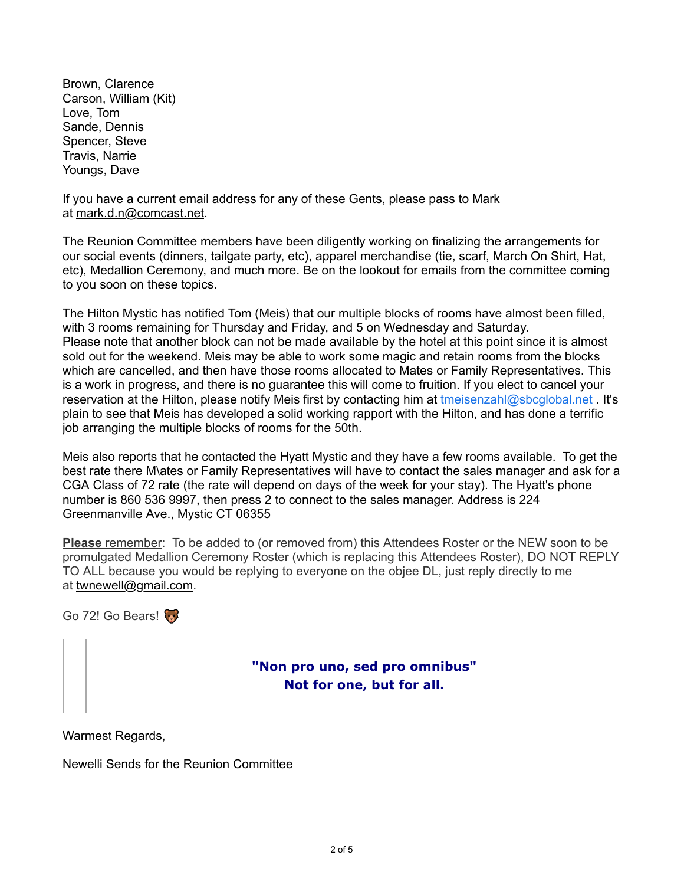Brown, Clarence
Carson, William (Kit)
Love, Tom
Sande, Dennis
Spencer, Steve
Travis, Narrie
Youngs, Dave

If you have a current email address for any of these Gents, please pass to Mark at mark.d.n@comcast.net.

The Reunion Committee members have been diligently working on finalizing the arrangements for our social events (dinners, tailgate party, etc), apparel merchandise (tie, scarf, March On Shirt, Hat, etc), Medallion Ceremony, and much more. Be on the lookout for emails from the committee coming to you soon on these topics.

The Hilton Mystic has notified Tom (Meis) that our multiple blocks of rooms have almost been filled, with 3 rooms remaining for Thursday and Friday, and 5 on Wednesday and Saturday.
Please note that another block can not be made available by the hotel at this point since it is almost sold out for the weekend. Meis may be able to work some magic and retain rooms from the blocks which are cancelled, and then have those rooms allocated to Mates or Family Representatives. This is a work in progress, and there is no guarantee this will come to fruition. If you elect to cancel your reservation at the Hilton, please notify Meis first by contacting him at tmeisenzahl@sbcglobal.net . It's plain to see that Meis has developed a solid working rapport with the Hilton, and has done a terrific job arranging the multiple blocks of rooms for the 50th.

Meis also reports that he contacted the Hyatt Mystic and they have a few rooms available. To get the best rate there M\ates or Family Representatives will have to contact the sales manager and ask for a CGA Class of 72 rate (the rate will depend on days of the week for your stay). The Hyatt's phone number is 860 536 9997, then press 2 to connect to the sales manager. Address is 224 Greenmanville Ave., Mystic CT 06355

**Please** remember: To be added to (or removed from) this Attendees Roster or the NEW soon to be promulgated Medallion Ceremony Roster (which is replacing this Attendees Roster), DO NOT REPLY TO ALL because you would be replying to everyone on the objee DL, just reply directly to me at twnewell@gmail.com.

Go 72! Go Bears! 🐻

> **"Non pro uno, sed pro omnibus"**
> **Not for one, but for all.**

Warmest Regards,

Newelli Sends for the Reunion Committee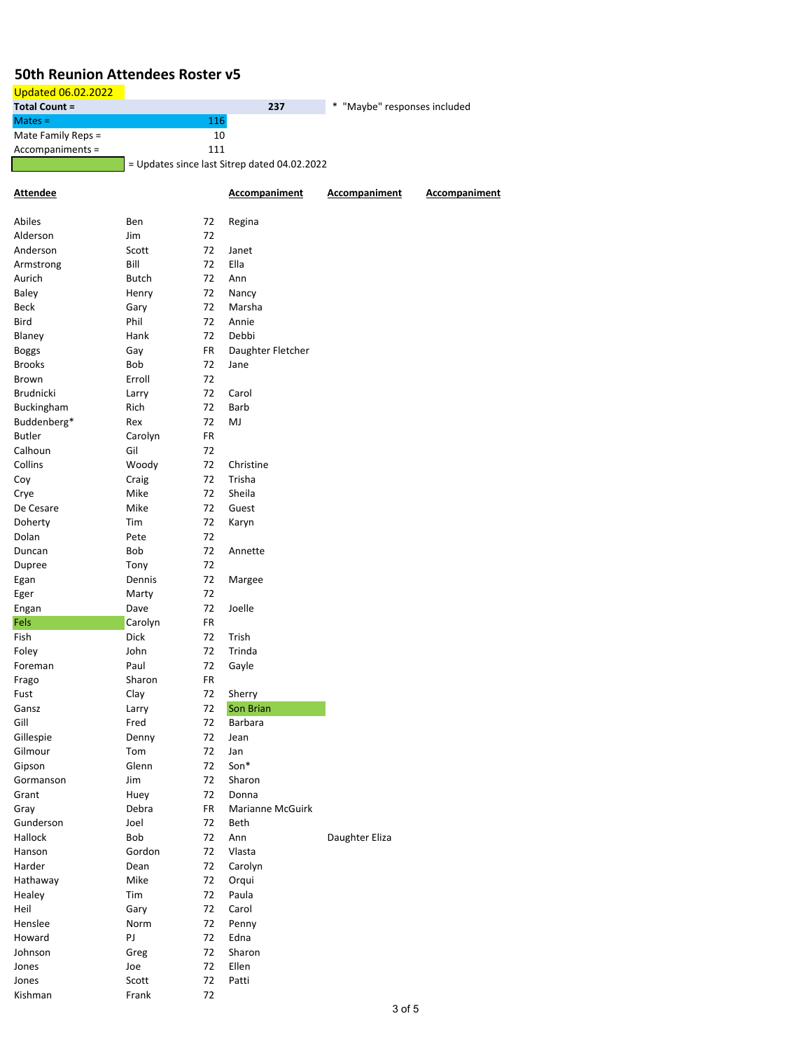# 50th Reunion Attendees Roster v5

Updated 06.02.2022

| | | |
|---|---|---|
| **Total Count =** | **237** | * "Maybe" responses included |
| Mates = | 116 | |
| Mate Family Reps = | 10 | |
| Accompaniments = | 111 | |

(green highlight) = Updates since last Sitrep dated 04.02.2022

| **Attendee** | | | **Accompaniment** | **Accompaniment** | **Accompaniment** |
|---|---|---|---|---|---|
| Abiles | Ben | 72 | Regina | | |
| Alderson | Jim | 72 | | | |
| Anderson | Scott | 72 | Janet | | |
| Armstrong | Bill | 72 | Ella | | |
| Aurich | Butch | 72 | Ann | | |
| Baley | Henry | 72 | Nancy | | |
| Beck | Gary | 72 | Marsha | | |
| Bird | Phil | 72 | Annie | | |
| Blaney | Hank | 72 | Debbi | | |
| Boggs | Gay | FR | Daughter Fletcher | | |
| Brooks | Bob | 72 | Jane | | |
| Brown | Erroll | 72 | | | |
| Brudnicki | Larry | 72 | Carol | | |
| Buckingham | Rich | 72 | Barb | | |
| Buddenberg* | Rex | 72 | MJ | | |
| Butler | Carolyn | FR | | | |
| Calhoun | Gil | 72 | | | |
| Collins | Woody | 72 | Christine | | |
| Coy | Craig | 72 | Trisha | | |
| Crye | Mike | 72 | Sheila | | |
| De Cesare | Mike | 72 | Guest | | |
| Doherty | Tim | 72 | Karyn | | |
| Dolan | Pete | 72 | | | |
| Duncan | Bob | 72 | Annette | | |
| Dupree | Tony | 72 | | | |
| Egan | Dennis | 72 | Margee | | |
| Eger | Marty | 72 | | | |
| Engan | Dave | 72 | Joelle | | |
| Fels | Carolyn | FR | | | |
| Fish | Dick | 72 | Trish | | |
| Foley | John | 72 | Trinda | | |
| Foreman | Paul | 72 | Gayle | | |
| Frago | Sharon | FR | | | |
| Fust | Clay | 72 | Sherry | | |
| Gansz | Larry | 72 | Son Brian | | |
| Gill | Fred | 72 | Barbara | | |
| Gillespie | Denny | 72 | Jean | | |
| Gilmour | Tom | 72 | Jan | | |
| Gipson | Glenn | 72 | Son* | | |
| Gormanson | Jim | 72 | Sharon | | |
| Grant | Huey | 72 | Donna | | |
| Gray | Debra | FR | Marianne McGuirk | | |
| Gunderson | Joel | 72 | Beth | | |
| Hallock | Bob | 72 | Ann | Daughter Eliza | |
| Hanson | Gordon | 72 | Vlasta | | |
| Harder | Dean | 72 | Carolyn | | |
| Hathaway | Mike | 72 | Orqui | | |
| Healey | Tim | 72 | Paula | | |
| Heil | Gary | 72 | Carol | | |
| Henslee | Norm | 72 | Penny | | |
| Howard | PJ | 72 | Edna | | |
| Johnson | Greg | 72 | Sharon | | |
| Jones | Joe | 72 | Ellen | | |
| Jones | Scott | 72 | Patti | | |
| Kishman | Frank | 72 | | | |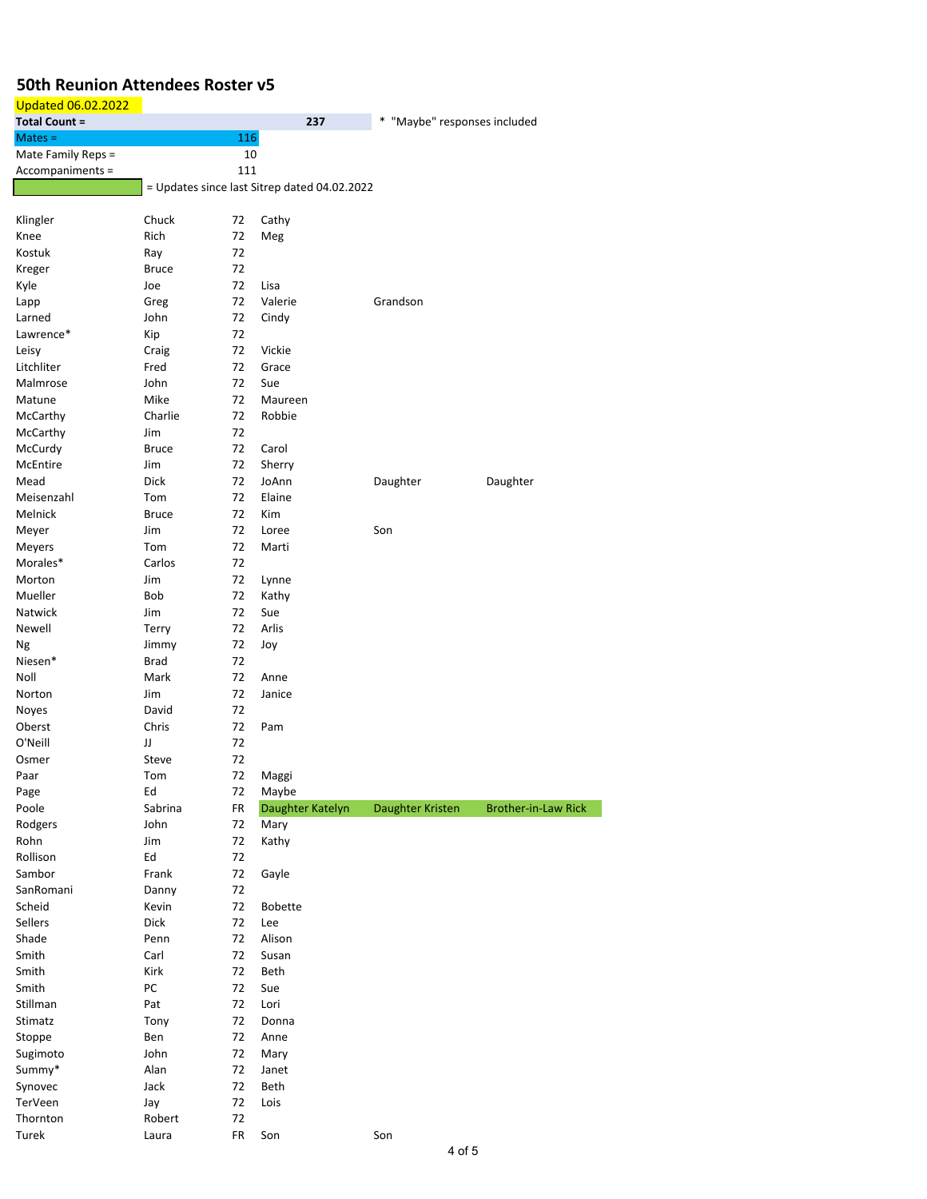# 50th Reunion Attendees Roster v5

Updated 06.02.2022

| | | | |
|---|---|---|---|
| **Total Count =** | **237** | * "Maybe" responses included | |
| Mates = | 116 | | |
| Mate Family Reps = | 10 | | |
| Accompaniments = | 111 | | |

= Updates since last Sitrep dated 04.02.2022

| | | | | | |
|---|---|---|---|---|---|
| Klingler | Chuck | 72 | Cathy | | |
| Knee | Rich | 72 | Meg | | |
| Kostuk | Ray | 72 | | | |
| Kreger | Bruce | 72 | | | |
| Kyle | Joe | 72 | Lisa | | |
| Lapp | Greg | 72 | Valerie | Grandson | |
| Larned | John | 72 | Cindy | | |
| Lawrence* | Kip | 72 | | | |
| Leisy | Craig | 72 | Vickie | | |
| Litchliter | Fred | 72 | Grace | | |
| Malmrose | John | 72 | Sue | | |
| Matune | Mike | 72 | Maureen | | |
| McCarthy | Charlie | 72 | Robbie | | |
| McCarthy | Jim | 72 | | | |
| McCurdy | Bruce | 72 | Carol | | |
| McEntire | Jim | 72 | Sherry | | |
| Mead | Dick | 72 | JoAnn | Daughter | Daughter |
| Meisenzahl | Tom | 72 | Elaine | | |
| Melnick | Bruce | 72 | Kim | | |
| Meyer | Jim | 72 | Loree | Son | |
| Meyers | Tom | 72 | Marti | | |
| Morales* | Carlos | 72 | | | |
| Morton | Jim | 72 | Lynne | | |
| Mueller | Bob | 72 | Kathy | | |
| Natwick | Jim | 72 | Sue | | |
| Newell | Terry | 72 | Arlis | | |
| Ng | Jimmy | 72 | Joy | | |
| Niesen* | Brad | 72 | | | |
| Noll | Mark | 72 | Anne | | |
| Norton | Jim | 72 | Janice | | |
| Noyes | David | 72 | | | |
| Oberst | Chris | 72 | Pam | | |
| O'Neill | JJ | 72 | | | |
| Osmer | Steve | 72 | | | |
| Paar | Tom | 72 | Maggi | | |
| Page | Ed | 72 | Maybe | | |
| Poole | Sabrina | FR | Daughter Katelyn | Daughter Kristen | Brother-in-Law Rick |
| Rodgers | John | 72 | Mary | | |
| Rohn | Jim | 72 | Kathy | | |
| Rollison | Ed | 72 | | | |
| Sambor | Frank | 72 | Gayle | | |
| SanRomani | Danny | 72 | | | |
| Scheid | Kevin | 72 | Bobette | | |
| Sellers | Dick | 72 | Lee | | |
| Shade | Penn | 72 | Alison | | |
| Smith | Carl | 72 | Susan | | |
| Smith | Kirk | 72 | Beth | | |
| Smith | PC | 72 | Sue | | |
| Stillman | Pat | 72 | Lori | | |
| Stimatz | Tony | 72 | Donna | | |
| Stoppe | Ben | 72 | Anne | | |
| Sugimoto | John | 72 | Mary | | |
| Summy* | Alan | 72 | Janet | | |
| Synovec | Jack | 72 | Beth | | |
| TerVeen | Jay | 72 | Lois | | |
| Thornton | Robert | 72 | | | |
| Turek | Laura | FR | Son | Son | |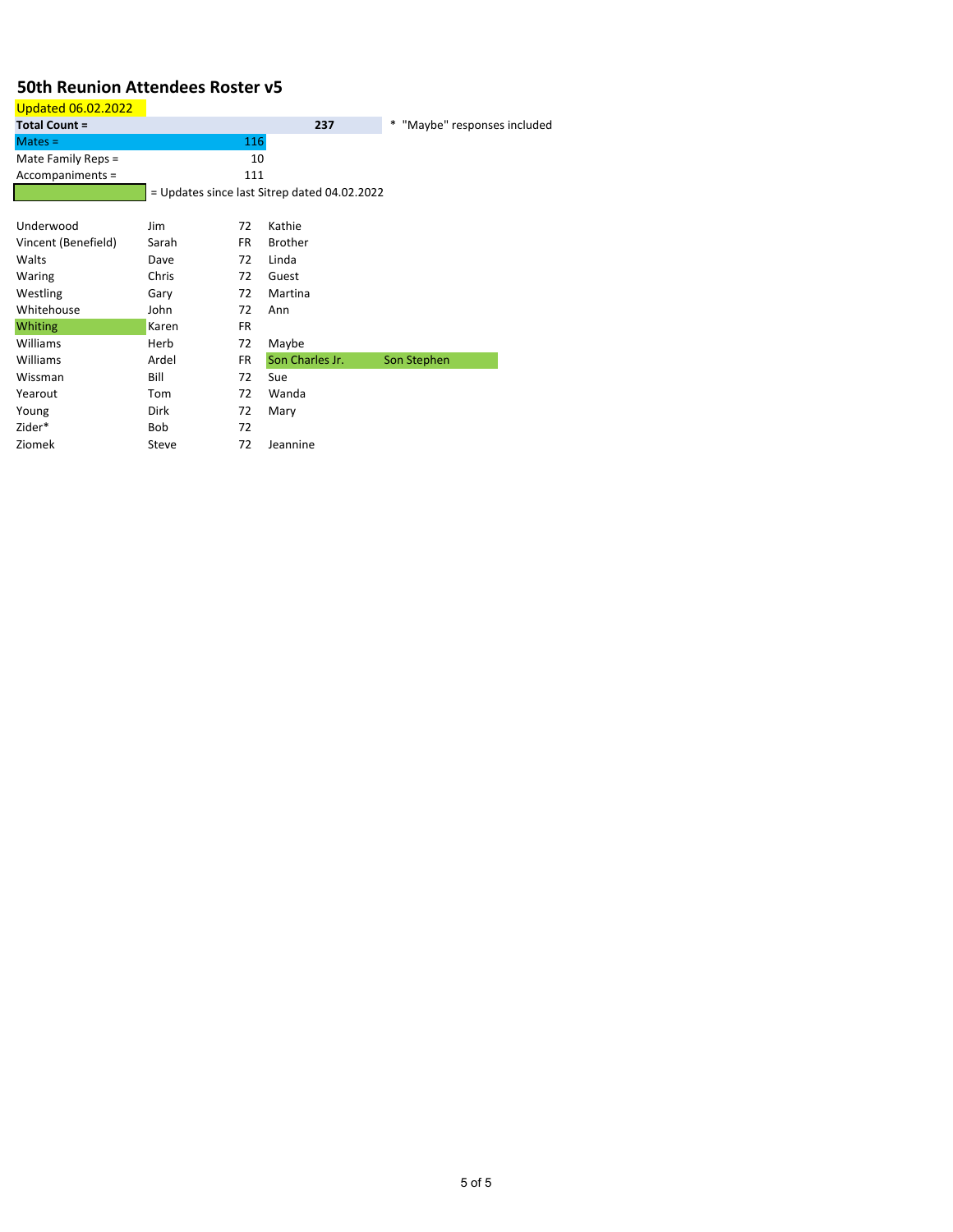# 50th Reunion Attendees Roster v5

Updated 06.02.2022

| | | |
|---|---|---|
| **Total Count =** | **237** | * "Maybe" responses included |
| Mates = | 116 | |
| Mate Family Reps = | 10 | |
| Accompaniments = | 111 | |

(green) = Updates since last Sitrep dated 04.02.2022

| | | | | |
|---|---|---|---|---|
| Underwood | Jim | 72 | Kathie | |
| Vincent (Benefield) | Sarah | FR | Brother | |
| Walts | Dave | 72 | Linda | |
| Waring | Chris | 72 | Guest | |
| Westling | Gary | 72 | Martina | |
| Whitehouse | John | 72 | Ann | |
| Whiting | Karen | FR | | |
| Williams | Herb | 72 | Maybe | |
| Williams | Ardel | FR | Son Charles Jr. | Son Stephen |
| Wissman | Bill | 72 | Sue | |
| Yearout | Tom | 72 | Wanda | |
| Young | Dirk | 72 | Mary | |
| Zider* | Bob | 72 | | |
| Ziomek | Steve | 72 | Jeannine | |